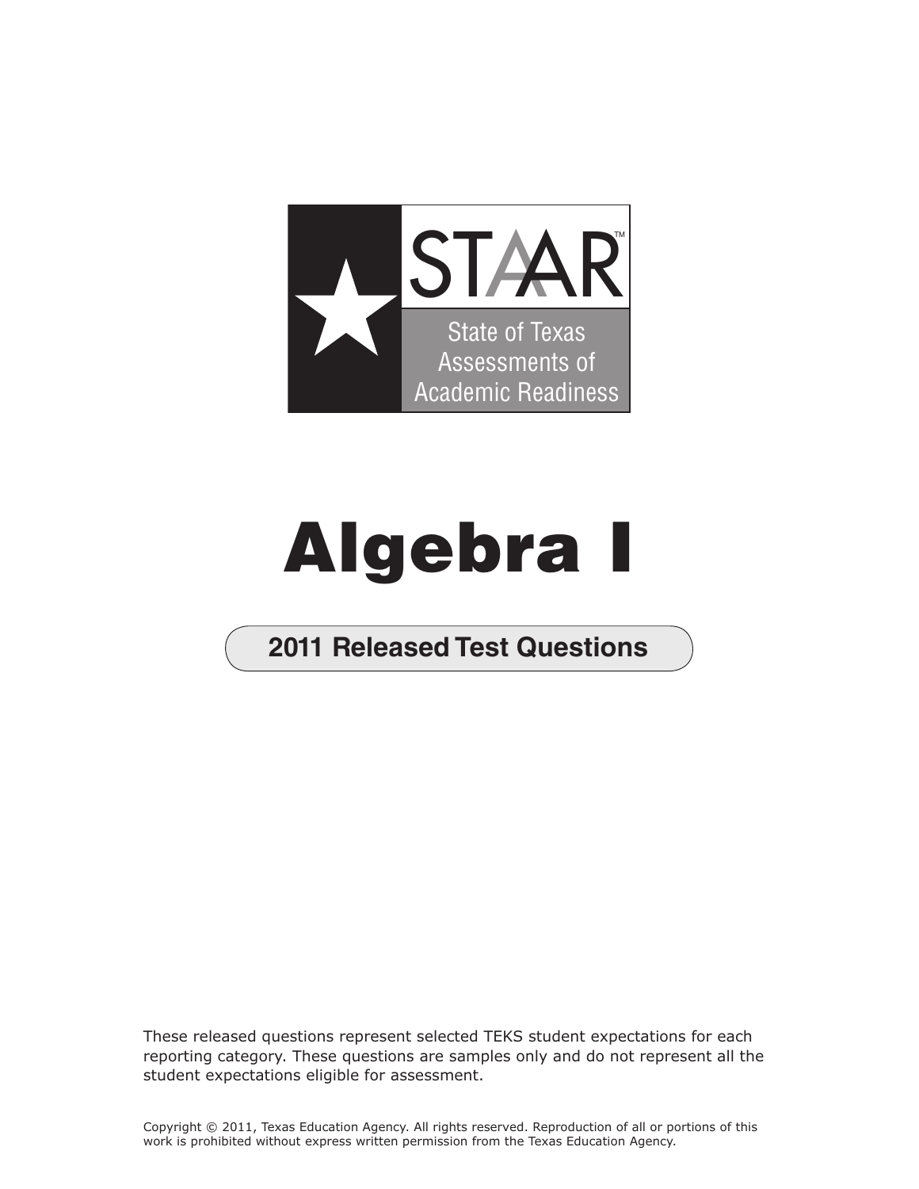STAAR™

State of Texas Assessments of Academic Readiness

# Algebra I

## 2011 Released Test Questions

These released questions represent selected TEKS student expectations for each reporting category. These questions are samples only and do not represent all the student expectations eligible for assessment.

Copyright © 2011, Texas Education Agency. All rights reserved. Reproduction of all or portions of this work is prohibited without express written permission from the Texas Education Agency.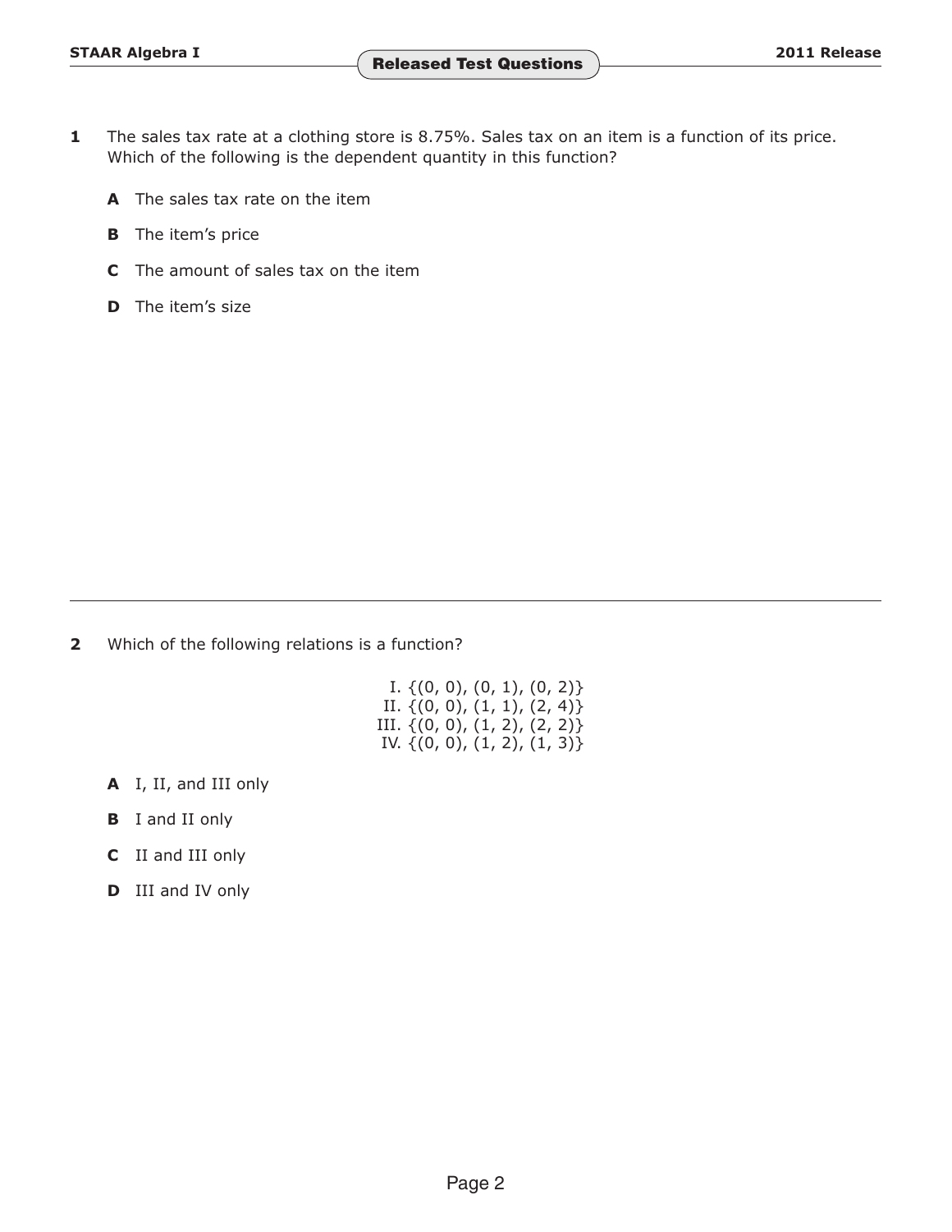**1** The sales tax rate at a clothing store is 8.75%. Sales tax on an item is a function of its price. Which of the following is the dependent quantity in this function?

- **A** The sales tax rate on the item
- **B** The item's price
- **C** The amount of sales tax on the item
- **D** The item's size

---

**2** Which of the following relations is a function?

$$
\begin{aligned}
\text{I. } & \{(0, 0), (0, 1), (0, 2)\} \\
\text{II. } & \{(0, 0), (1, 1), (2, 4)\} \\
\text{III. } & \{(0, 0), (1, 2), (2, 2)\} \\
\text{IV. } & \{(0, 0), (1, 2), (1, 3)\}
\end{aligned}
$$

- **A** I, II, and III only
- **B** I and II only
- **C** II and III only
- **D** III and IV only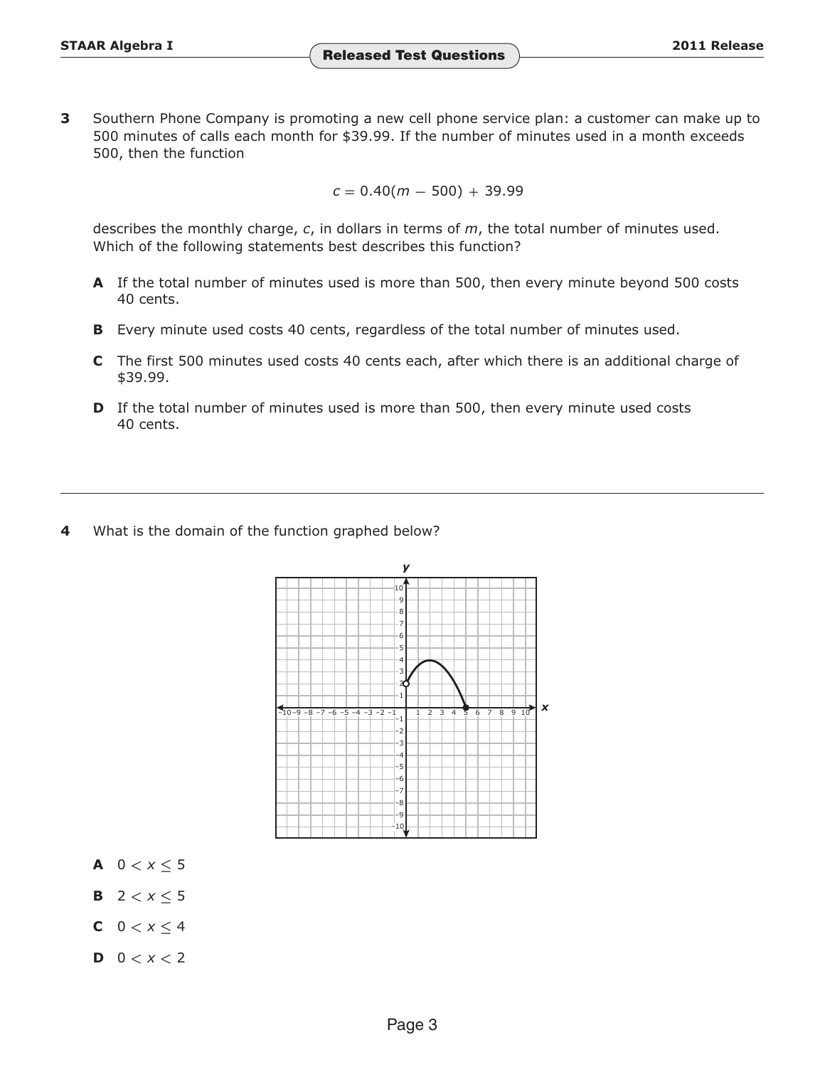**3** Southern Phone Company is promoting a new cell phone service plan: a customer can make up to 500 minutes of calls each month for $39.99. If the number of minutes used in a month exceeds 500, then the function

$$c = 0.40(m - 500) + 39.99$$

describes the monthly charge, $c$, in dollars in terms of $m$, the total number of minutes used. Which of the following statements best describes this function?

**A** If the total number of minutes used is more than 500, then every minute beyond 500 costs 40 cents.

**B** Every minute used costs 40 cents, regardless of the total number of minutes used.

**C** The first 500 minutes used costs 40 cents each, after which there is an additional charge of $39.99.

**D** If the total number of minutes used is more than 500, then every minute used costs 40 cents.

---

**4** What is the domain of the function graphed below?

**A** $0 < x \leq 5$

**B** $2 < x \leq 5$

**C** $0 < x \leq 4$

**D** $0 < x < 2$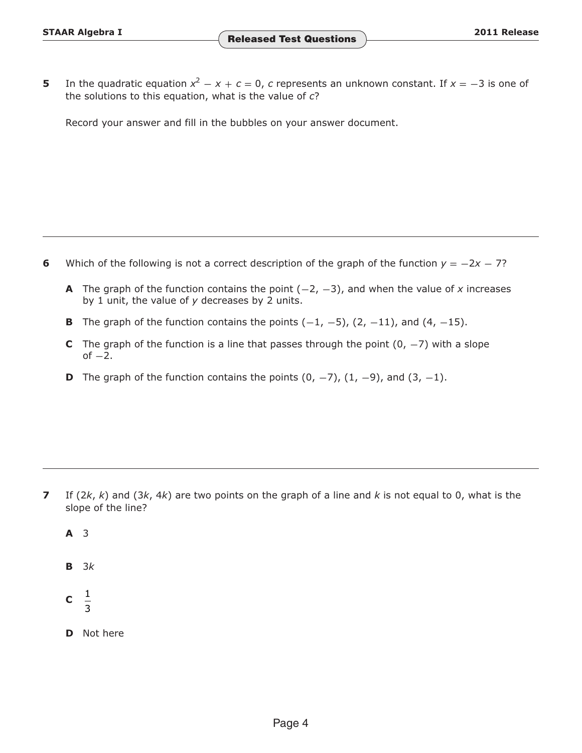**5** In the quadratic equation $x^2 - x + c = 0$, $c$ represents an unknown constant. If $x = -3$ is one of the solutions to this equation, what is the value of $c$?

Record your answer and fill in the bubbles on your answer document.

---

**6** Which of the following is not a correct description of the graph of the function $y = -2x - 7$?

**A** The graph of the function contains the point $(-2, -3)$, and when the value of $x$ increases by 1 unit, the value of $y$ decreases by 2 units.

**B** The graph of the function contains the points $(-1, -5)$, $(2, -11)$, and $(4, -15)$.

**C** The graph of the function is a line that passes through the point $(0, -7)$ with a slope of $-2$.

**D** The graph of the function contains the points $(0, -7)$, $(1, -9)$, and $(3, -1)$.

---

**7** If $(2k, k)$ and $(3k, 4k)$ are two points on the graph of a line and $k$ is not equal to 0, what is the slope of the line?

**A** $3$

**B** $3k$

**C** $\frac{1}{3}$

**D** Not here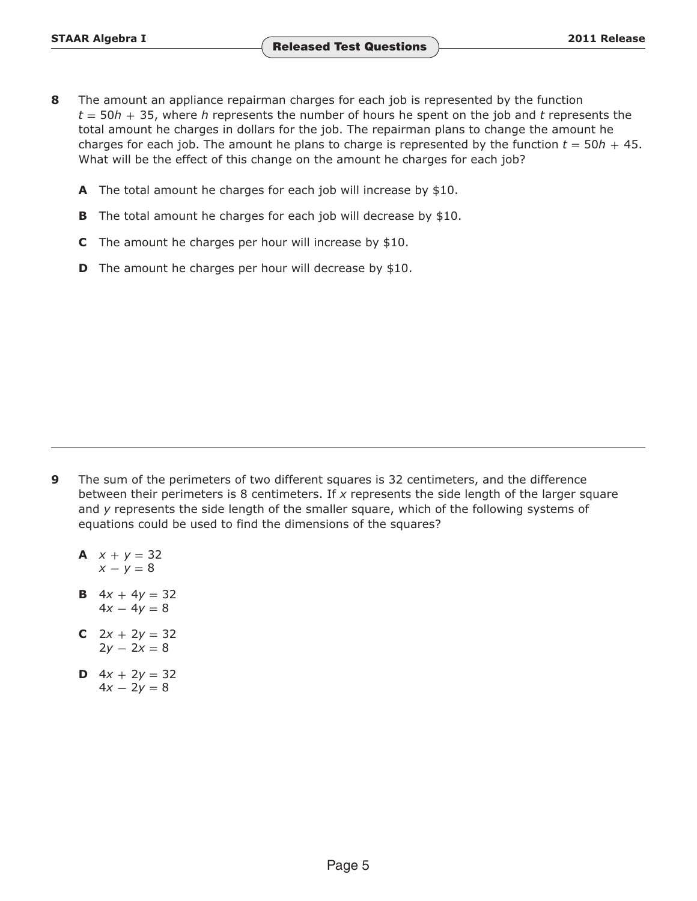**8** The amount an appliance repairman charges for each job is represented by the function $t = 50h + 35$, where $h$ represents the number of hours he spent on the job and $t$ represents the total amount he charges in dollars for the job. The repairman plans to change the amount he charges for each job. The amount he plans to charge is represented by the function $t = 50h + 45$. What will be the effect of this change on the amount he charges for each job?

**A** The total amount he charges for each job will increase by $10.

**B** The total amount he charges for each job will decrease by $10.

**C** The amount he charges per hour will increase by $10.

**D** The amount he charges per hour will decrease by $10.

---

**9** The sum of the perimeters of two different squares is 32 centimeters, and the difference between their perimeters is 8 centimeters. If $x$ represents the side length of the larger square and $y$ represents the side length of the smaller square, which of the following systems of equations could be used to find the dimensions of the squares?

**A** $x + y = 32$
$x - y = 8$

**B** $4x + 4y = 32$
$4x - 4y = 8$

**C** $2x + 2y = 32$
$2y - 2x = 8$

**D** $4x + 2y = 32$
$4x - 2y = 8$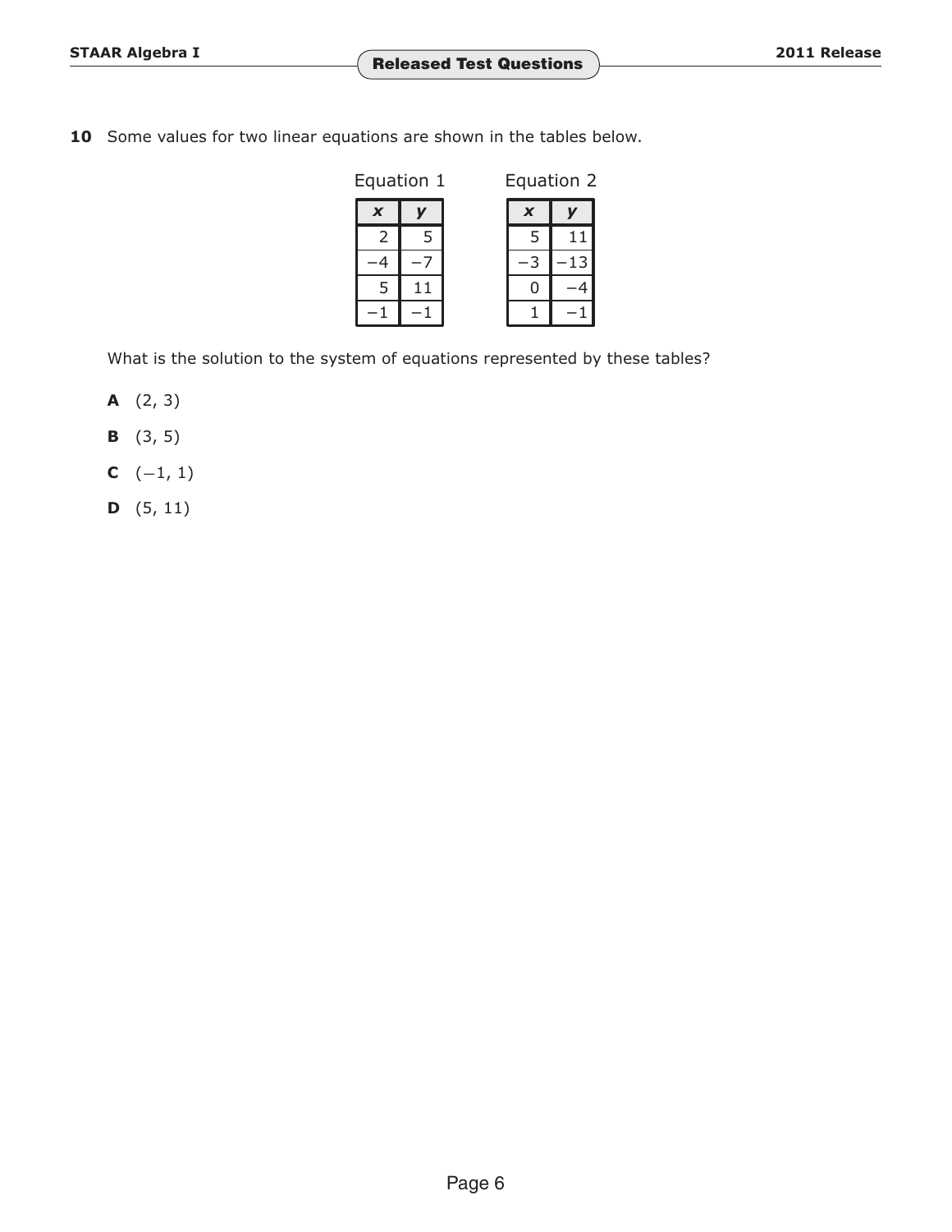**10** Some values for two linear equations are shown in the tables below.

Equation 1

| $x$ | $y$ |
|---|---|
| 2 | 5 |
| −4 | −7 |
| 5 | 11 |
| −1 | −1 |

Equation 2

| $x$ | $y$ |
|---|---|
| 5 | 11 |
| −3 | −13 |
| 0 | −4 |
| 1 | −1 |

What is the solution to the system of equations represented by these tables?

**A** (2, 3)

**B** (3, 5)

**C** (−1, 1)

**D** (5, 11)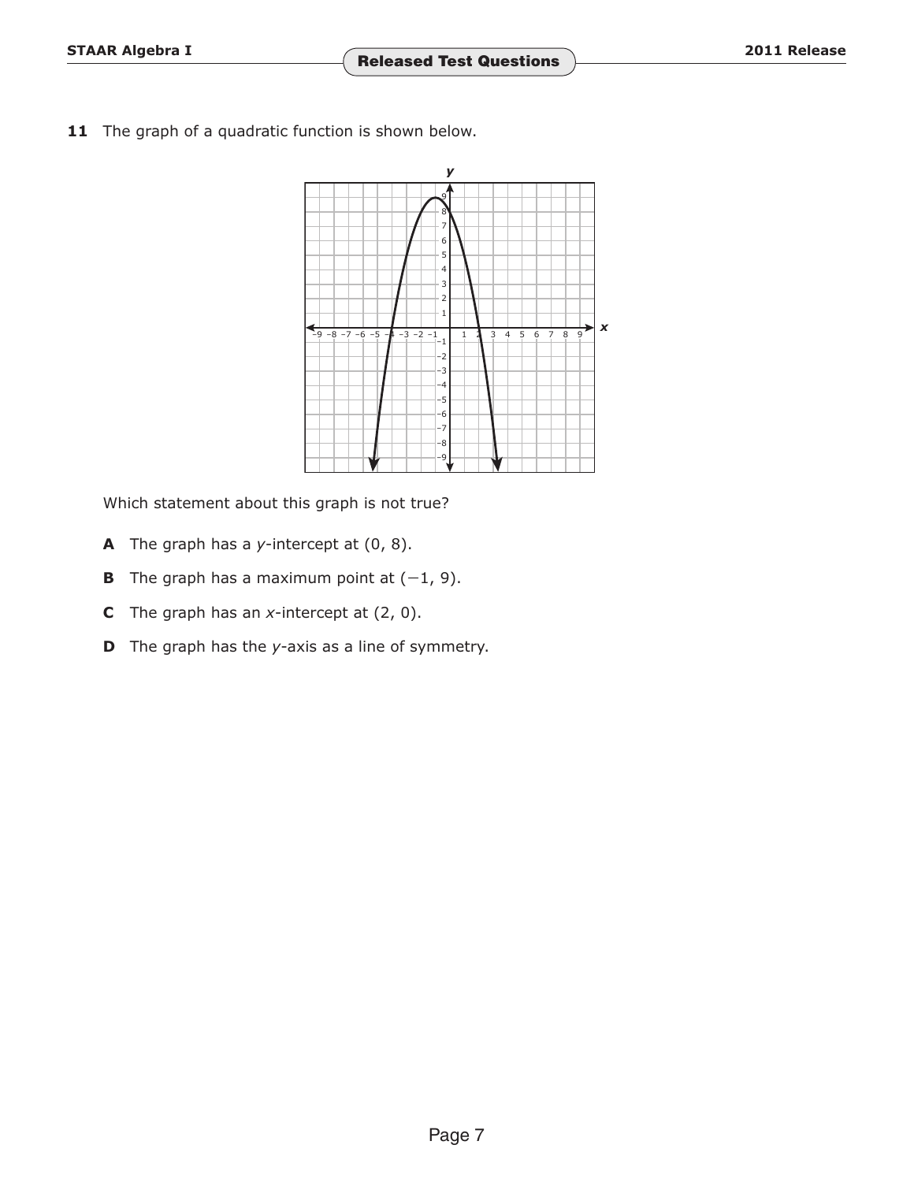**11** The graph of a quadratic function is shown below.

Which statement about this graph is not true?

**A** The graph has a $y$-intercept at $(0, 8)$.

**B** The graph has a maximum point at $(-1, 9)$.

**C** The graph has an $x$-intercept at $(2, 0)$.

**D** The graph has the $y$-axis as a line of symmetry.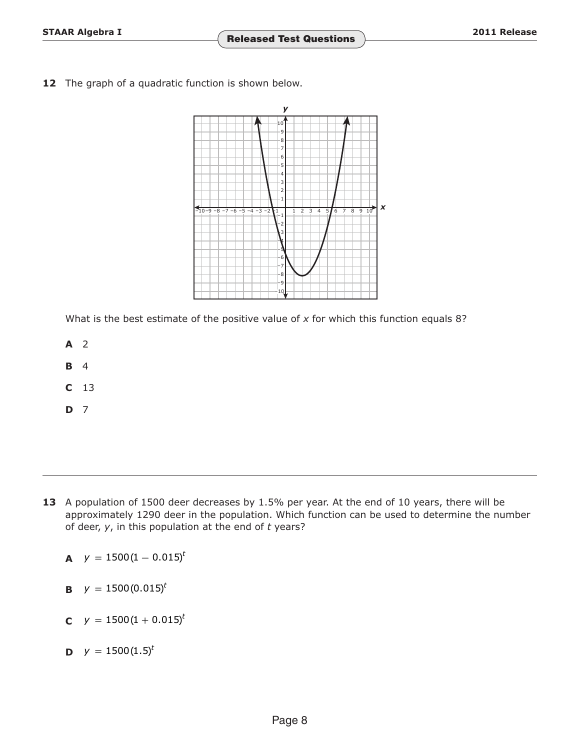**12** The graph of a quadratic function is shown below.

What is the best estimate of the positive value of $x$ for which this function equals 8?

**A** 2

**B** 4

**C** 13

**D** 7

---

**13** A population of 1500 deer decreases by 1.5% per year. At the end of 10 years, there will be approximately 1290 deer in the population. Which function can be used to determine the number of deer, $y$, in this population at the end of $t$ years?

**A** $y = 1500(1 - 0.015)^t$

**B** $y = 1500(0.015)^t$

**C** $y = 1500(1 + 0.015)^t$

**D** $y = 1500(1.5)^t$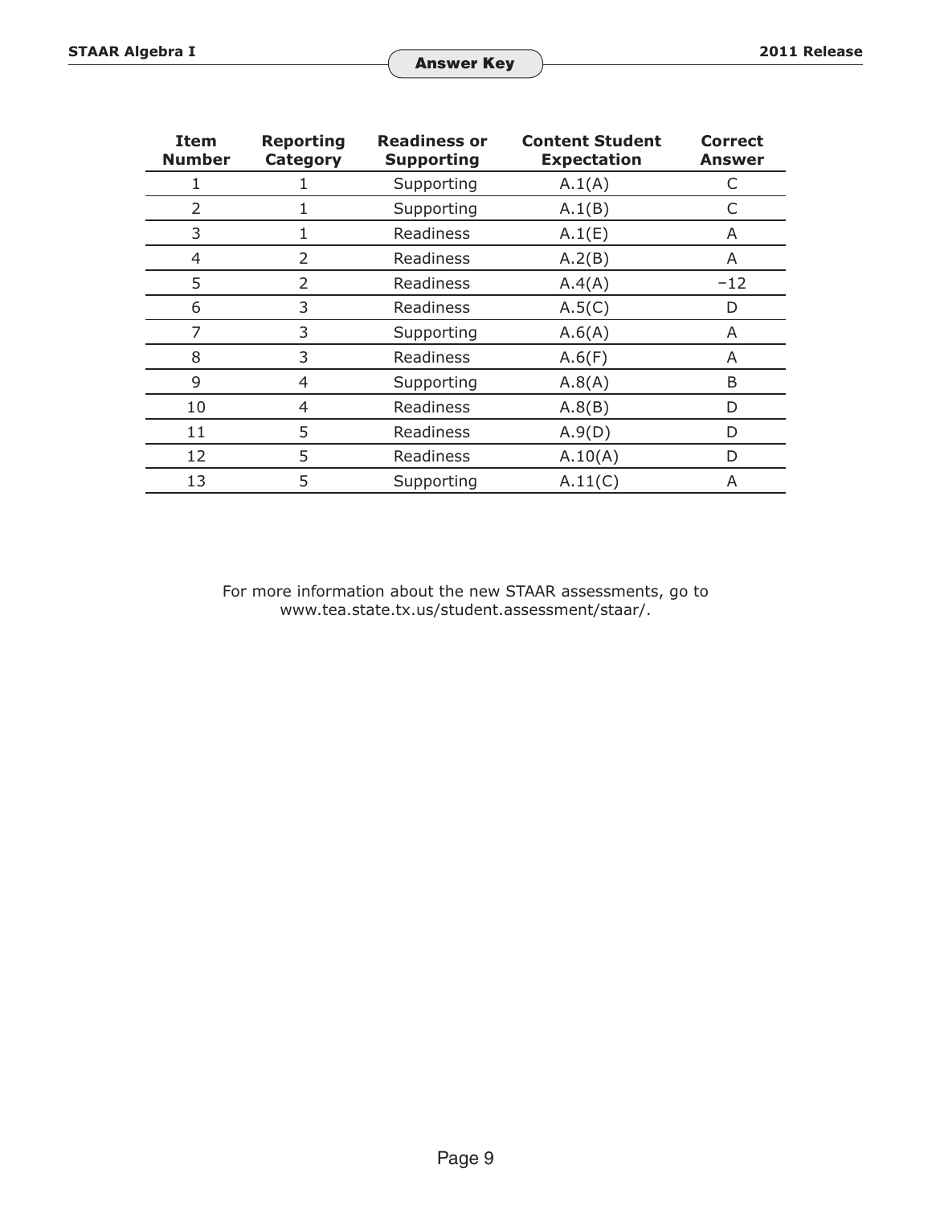## Answer Key

| Item Number | Reporting Category | Readiness or Supporting | Content Student Expectation | Correct Answer |
|---|---|---|---|---|
| 1 | 1 | Supporting | A.1(A) | C |
| 2 | 1 | Supporting | A.1(B) | C |
| 3 | 1 | Readiness | A.1(E) | A |
| 4 | 2 | Readiness | A.2(B) | A |
| 5 | 2 | Readiness | A.4(A) | −12 |
| 6 | 3 | Readiness | A.5(C) | D |
| 7 | 3 | Supporting | A.6(A) | A |
| 8 | 3 | Readiness | A.6(F) | A |
| 9 | 4 | Supporting | A.8(A) | B |
| 10 | 4 | Readiness | A.8(B) | D |
| 11 | 5 | Readiness | A.9(D) | D |
| 12 | 5 | Readiness | A.10(A) | D |
| 13 | 5 | Supporting | A.11(C) | A |

For more information about the new STAAR assessments, go to www.tea.state.tx.us/student.assessment/staar/.